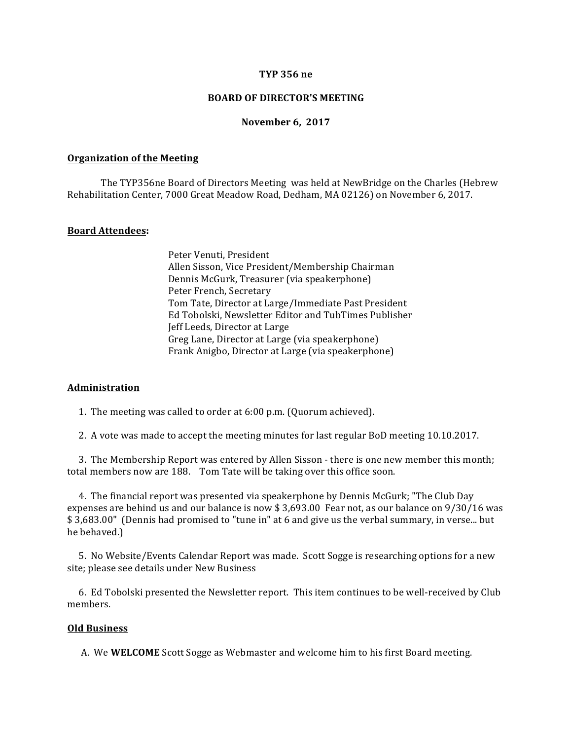**TYP 356 ne**

**BOARD OF DIRECTOR'S MEETING**

**November 6, 2017**

**Organization of the Meeting**

The TYP356ne Board of Directors Meeting was held at NewBridge on the Charles (Hebrew Rehabilitation Center, 7000 Great Meadow Road, Dedham, MA 02126) on November 6, 2017.

**Board Attendees:**

Peter Venuti, President
Allen Sisson, Vice President/Membership Chairman
Dennis McGurk, Treasurer (via speakerphone)
Peter French, Secretary
Tom Tate, Director at Large/Immediate Past President
Ed Tobolski, Newsletter Editor and TubTimes Publisher
Jeff Leeds, Director at Large
Greg Lane, Director at Large (via speakerphone)
Frank Anigbo, Director at Large (via speakerphone)

**Administration**

1. The meeting was called to order at 6:00 p.m. (Quorum achieved).

2. A vote was made to accept the meeting minutes for last regular BoD meeting 10.10.2017.

3. The Membership Report was entered by Allen Sisson - there is one new member this month; total members now are 188. Tom Tate will be taking over this office soon.

4. The financial report was presented via speakerphone by Dennis McGurk; "The Club Day expenses are behind us and our balance is now $ 3,693.00 Fear not, as our balance on 9/30/16 was $ 3,683.00" (Dennis had promised to "tune in" at 6 and give us the verbal summary, in verse... but he behaved.)

5. No Website/Events Calendar Report was made. Scott Sogge is researching options for a new site; please see details under New Business

6. Ed Tobolski presented the Newsletter report. This item continues to be well-received by Club members.

**Old Business**

A. We **WELCOME** Scott Sogge as Webmaster and welcome him to his first Board meeting.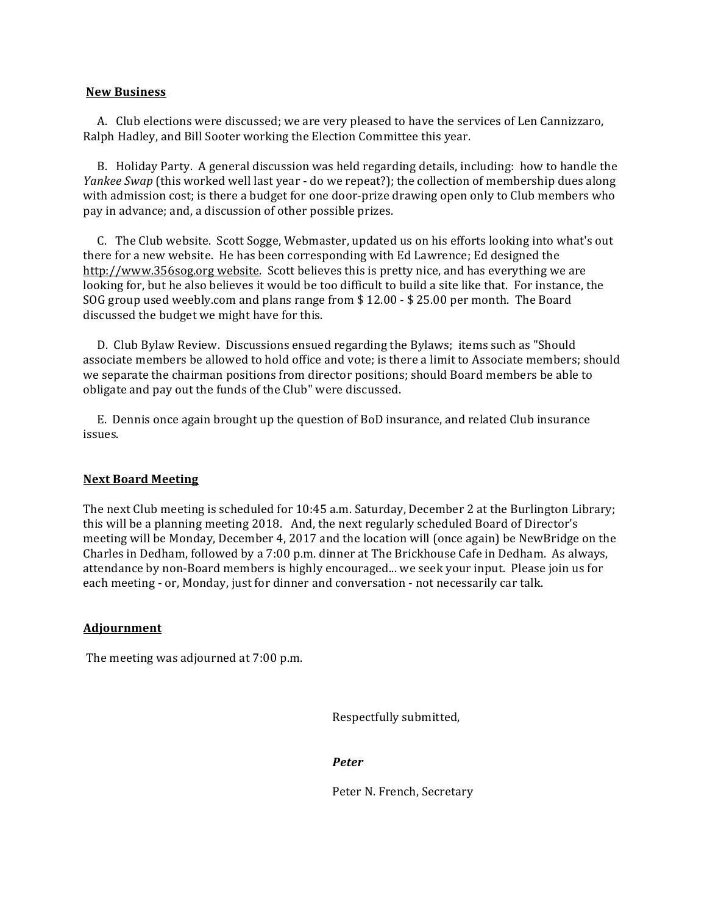**New Business**

A. Club elections were discussed; we are very pleased to have the services of Len Cannizzaro, Ralph Hadley, and Bill Sooter working the Election Committee this year.

B. Holiday Party. A general discussion was held regarding details, including: how to handle the *Yankee Swap* (this worked well last year - do we repeat?); the collection of membership dues along with admission cost; is there a budget for one door-prize drawing open only to Club members who pay in advance; and, a discussion of other possible prizes.

C. The Club website. Scott Sogge, Webmaster, updated us on his efforts looking into what's out there for a new website. He has been corresponding with Ed Lawrence; Ed designed the http://www.356sog.org website. Scott believes this is pretty nice, and has everything we are looking for, but he also believes it would be too difficult to build a site like that. For instance, the SOG group used weebly.com and plans range from $ 12.00 - $ 25.00 per month. The Board discussed the budget we might have for this.

D. Club Bylaw Review. Discussions ensued regarding the Bylaws; items such as "Should associate members be allowed to hold office and vote; is there a limit to Associate members; should we separate the chairman positions from director positions; should Board members be able to obligate and pay out the funds of the Club" were discussed.

E. Dennis once again brought up the question of BoD insurance, and related Club insurance issues.

**Next Board Meeting**

The next Club meeting is scheduled for 10:45 a.m. Saturday, December 2 at the Burlington Library; this will be a planning meeting 2018. And, the next regularly scheduled Board of Director's meeting will be Monday, December 4, 2017 and the location will (once again) be NewBridge on the Charles in Dedham, followed by a 7:00 p.m. dinner at The Brickhouse Cafe in Dedham. As always, attendance by non-Board members is highly encouraged... we seek your input. Please join us for each meeting - or, Monday, just for dinner and conversation - not necessarily car talk.

**Adjournment**

The meeting was adjourned at 7:00 p.m.

Respectfully submitted,

***Peter***

Peter N. French, Secretary